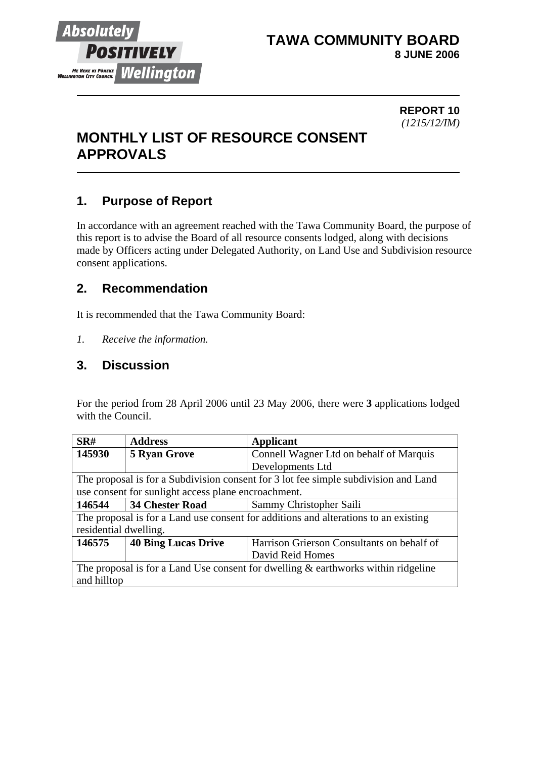**TAWA COMMUNITY BOARD**
**8 JUNE 2006**

**REPORT 10**
*(1215/12/IM)*

# MONTHLY LIST OF RESOURCE CONSENT APPROVALS

## 1. Purpose of Report

In accordance with an agreement reached with the Tawa Community Board, the purpose of this report is to advise the Board of all resource consents lodged, along with decisions made by Officers acting under Delegated Authority, on Land Use and Subdivision resource consent applications.

## 2. Recommendation

It is recommended that the Tawa Community Board:

*1. Receive the information.*

## 3. Discussion

For the period from 28 April 2006 until 23 May 2006, there were **3** applications lodged with the Council.

| SR# | Address | Applicant |
|---|---|---|
| **145930** | **5 Ryan Grove** | Connell Wagner Ltd on behalf of Marquis Developments Ltd |
| The proposal is for a Subdivision consent for 3 lot fee simple subdivision and Land use consent for sunlight access plane encroachment. | | |
| **146544** | **34 Chester Road** | Sammy Christopher Saili |
| The proposal is for a Land use consent for additions and alterations to an existing residential dwelling. | | |
| **146575** | **40 Bing Lucas Drive** | Harrison Grierson Consultants on behalf of David Reid Homes |
| The proposal is for a Land Use consent for dwelling & earthworks within ridgeline and hilltop | | |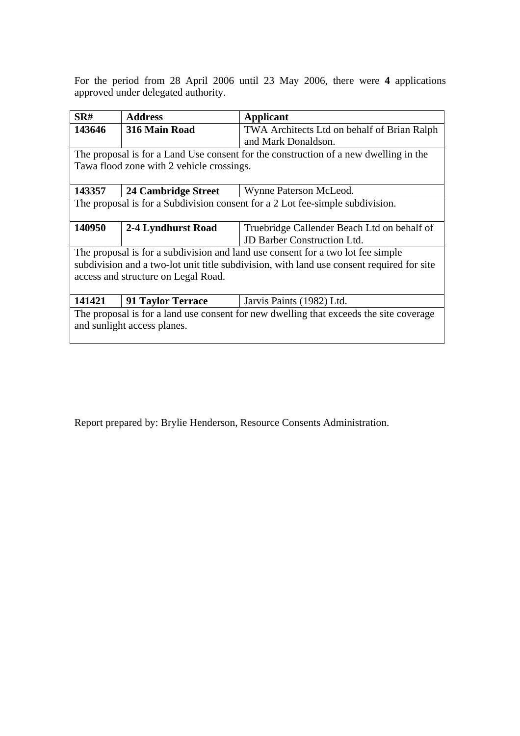For the period from 28 April 2006 until 23 May 2006, there were **4** applications approved under delegated authority.

| SR# | Address | Applicant |
|---|---|---|
| **143646** | **316 Main Road** | TWA Architects Ltd on behalf of Brian Ralph and Mark Donaldson. |
| The proposal is for a Land Use consent for the construction of a new dwelling in the Tawa flood zone with 2 vehicle crossings. | | |
| **143357** | **24 Cambridge Street** | Wynne Paterson McLeod. |
| The proposal is for a Subdivision consent for a 2 Lot fee-simple subdivision. | | |
| **140950** | **2-4 Lyndhurst Road** | Truebridge Callender Beach Ltd on behalf of JD Barber Construction Ltd. |
| The proposal is for a subdivision and land use consent for a two lot fee simple subdivision and a two-lot unit title subdivision, with land use consent required for site access and structure on Legal Road. | | |
| **141421** | **91 Taylor Terrace** | Jarvis Paints (1982) Ltd. |
| The proposal is for a land use consent for new dwelling that exceeds the site coverage and sunlight access planes. | | |

Report prepared by: Brylie Henderson, Resource Consents Administration.